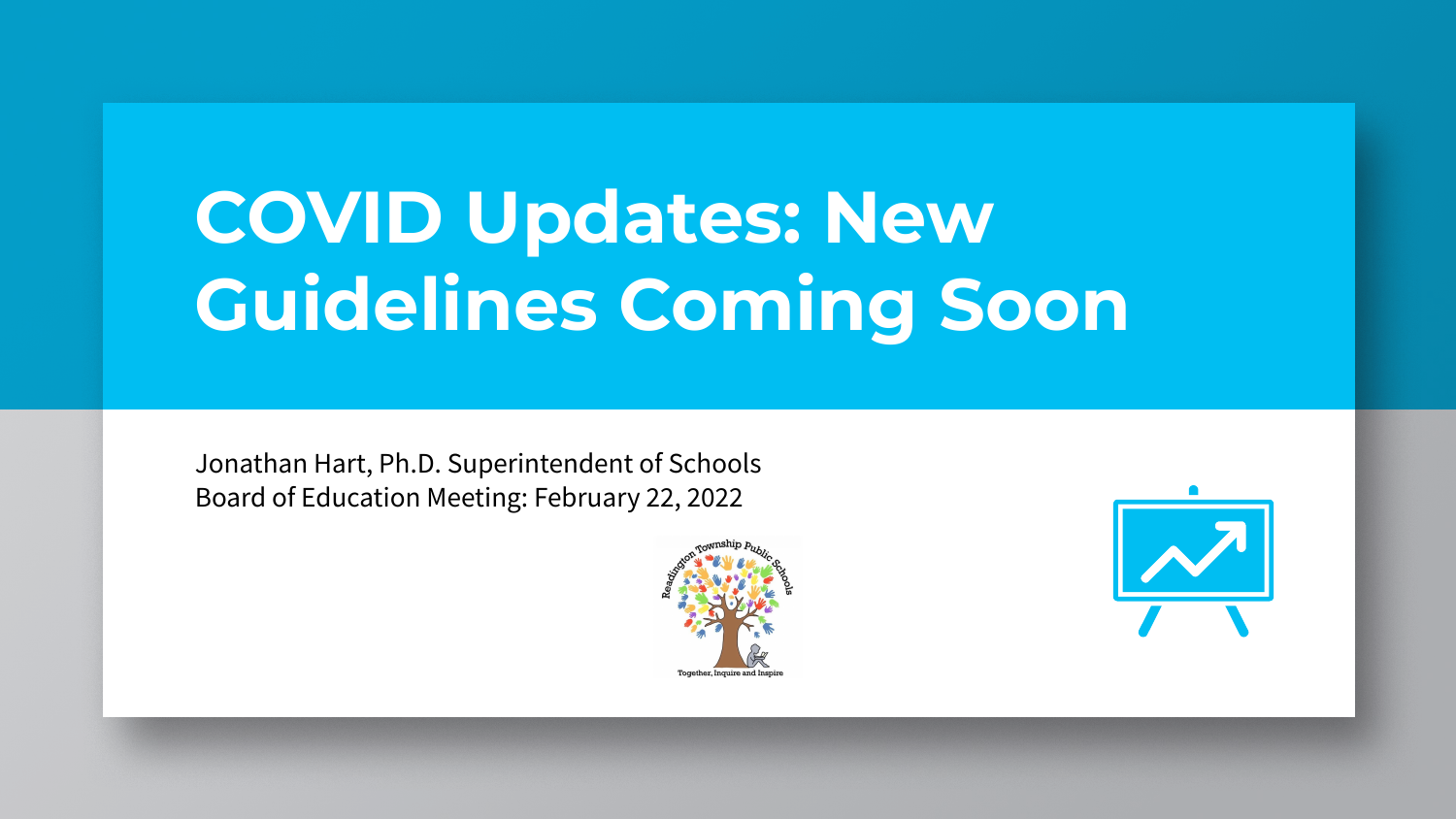# COVID Updates: New Guidelines Coming Soon

Jonathan Hart, Ph.D. Superintendent of Schools
Board of Education Meeting: February 22, 2022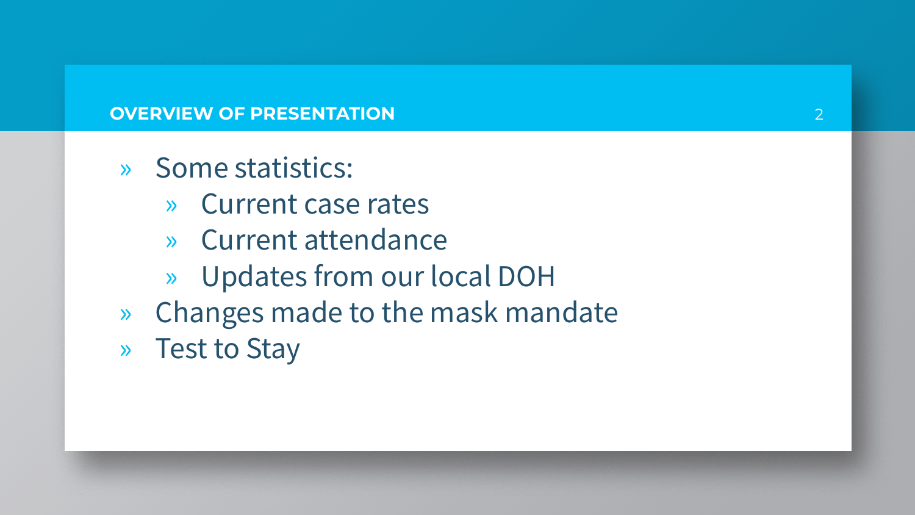## OVERVIEW OF PRESENTATION

- Some statistics:
  - Current case rates
  - Current attendance
  - Updates from our local DOH
- Changes made to the mask mandate
- Test to Stay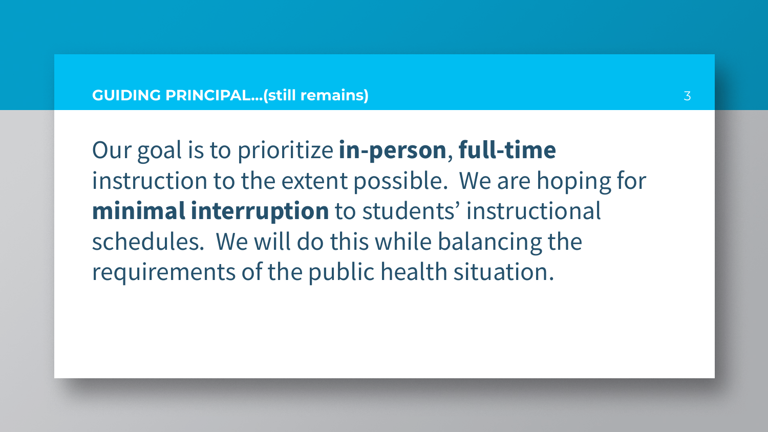## GUIDING PRINCIPAL…(still remains)

Our goal is to prioritize **in-person**, **full-time** instruction to the extent possible. We are hoping for **minimal interruption** to students' instructional schedules. We will do this while balancing the requirements of the public health situation.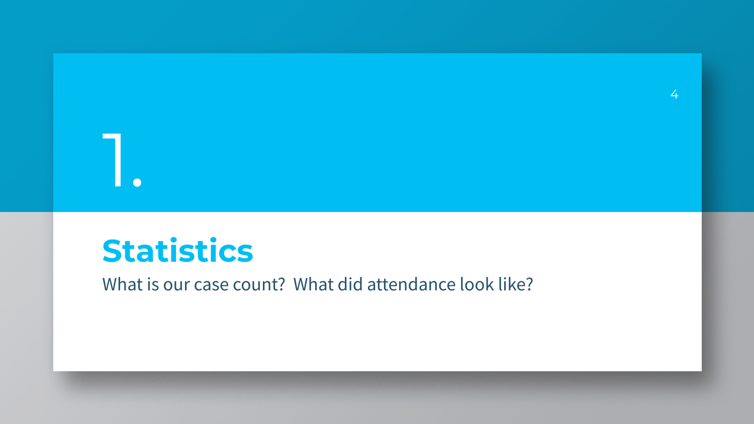# 1.

## Statistics

What is our case count?  What did attendance look like?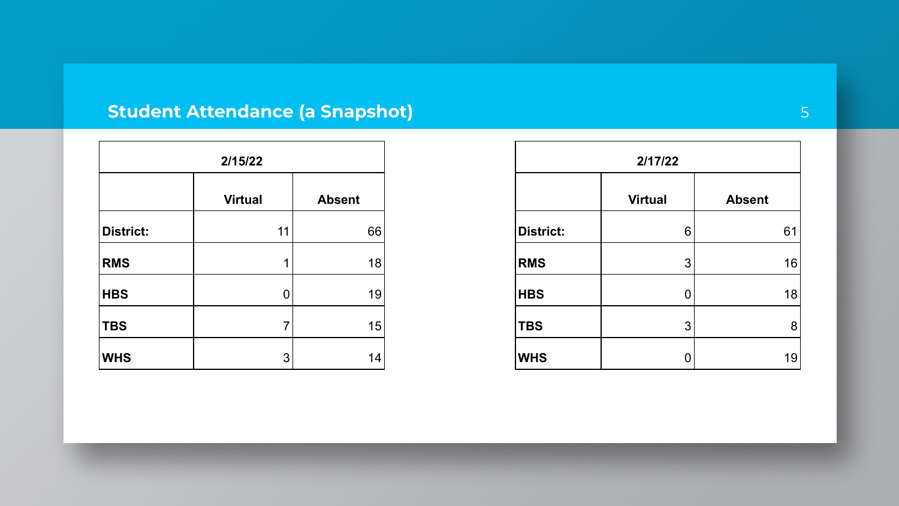# Student Attendance (a Snapshot)

| 2/15/22 | | |
|---|---|---|
| | **Virtual** | **Absent** |
| **District:** | 11 | 66 |
| **RMS** | 1 | 18 |
| **HBS** | 0 | 19 |
| **TBS** | 7 | 15 |
| **WHS** | 3 | 14 |

| 2/17/22 | | |
|---|---|---|
| | **Virtual** | **Absent** |
| **District:** | 6 | 61 |
| **RMS** | 3 | 16 |
| **HBS** | 0 | 18 |
| **TBS** | 3 | 8 |
| **WHS** | 0 | 19 |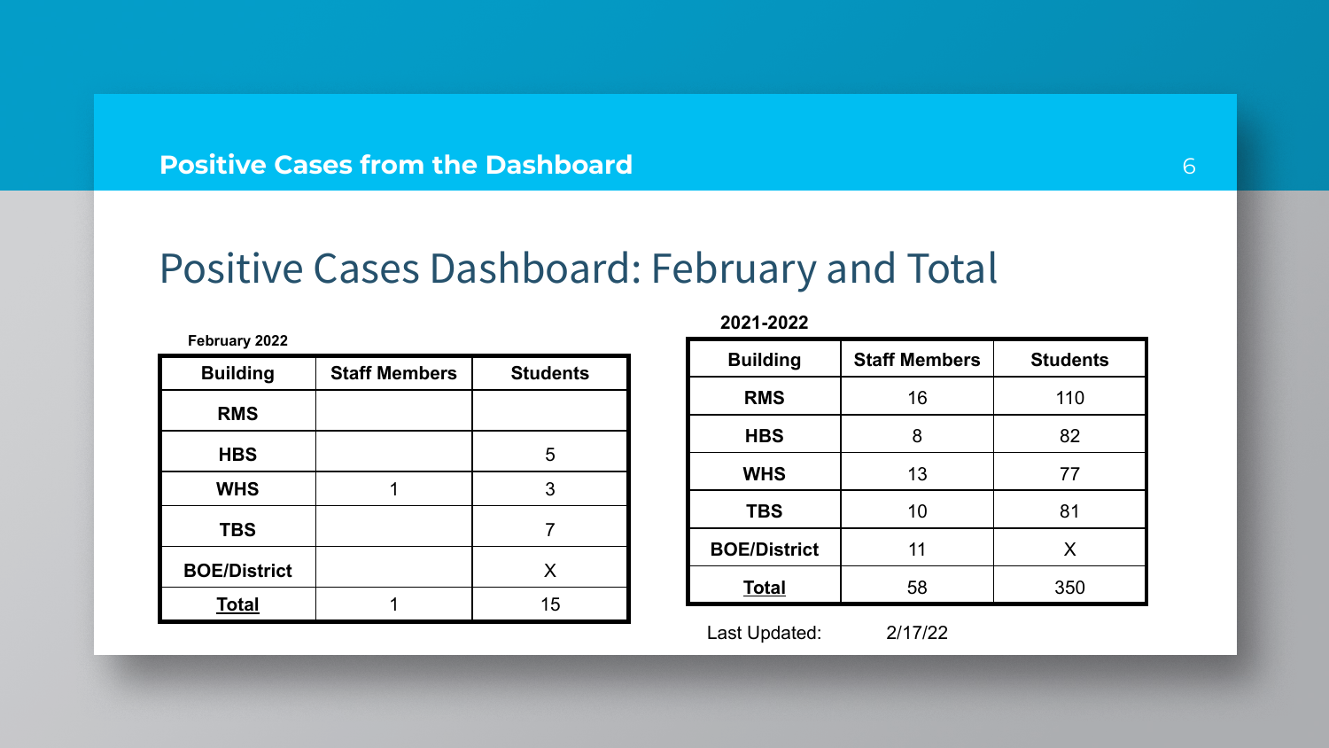## Positive Cases from the Dashboard

# Positive Cases Dashboard: February and Total

**February 2022**

| Building | Staff Members | Students |
| --- | --- | --- |
| RMS | | |
| HBS | | 5 |
| WHS | 1 | 3 |
| TBS | | 7 |
| BOE/District | | X |
| **Total** | 1 | 15 |

**2021-2022**

| Building | Staff Members | Students |
| --- | --- | --- |
| RMS | 16 | 110 |
| HBS | 8 | 82 |
| WHS | 13 | 77 |
| TBS | 10 | 81 |
| BOE/District | 11 | X |
| **Total** | 58 | 350 |

Last Updated: 2/17/22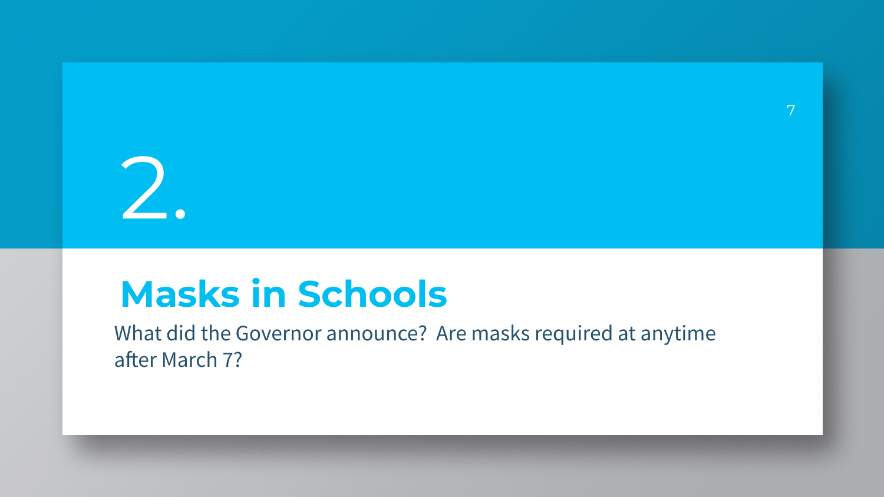# 2.

## Masks in Schools

What did the Governor announce? Are masks required at anytime after March 7?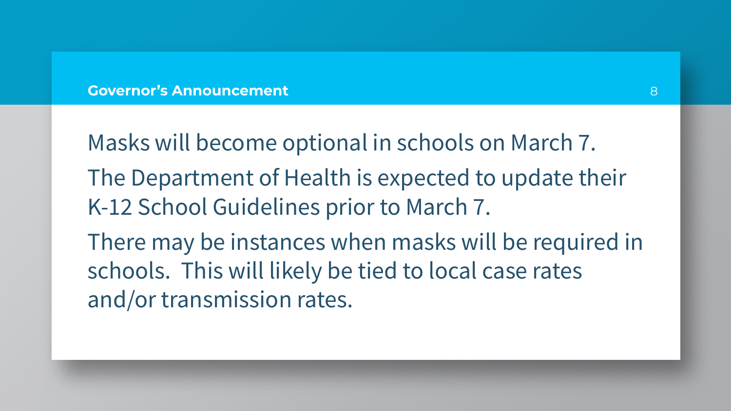## Governor's Announcement

Masks will become optional in schools on March 7.

The Department of Health is expected to update their K-12 School Guidelines prior to March 7.

There may be instances when masks will be required in schools. This will likely be tied to local case rates and/or transmission rates.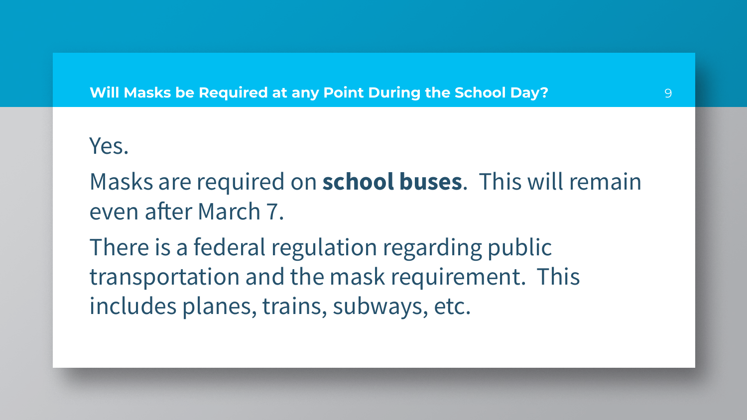## Will Masks be Required at any Point During the School Day?

Yes.

Masks are required on **school buses**.  This will remain even after March 7.

There is a federal regulation regarding public transportation and the mask requirement.  This includes planes, trains, subways, etc.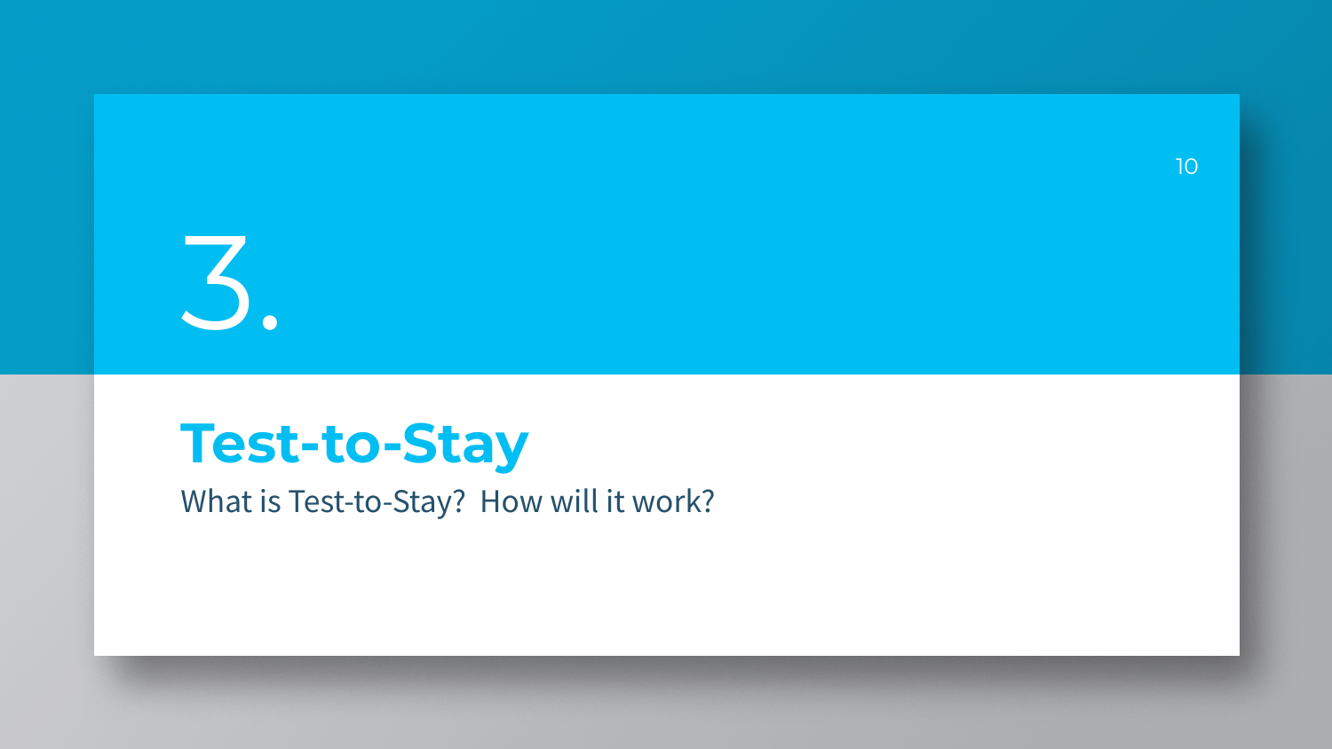# 3.

## Test-to-Stay

What is Test-to-Stay?  How will it work?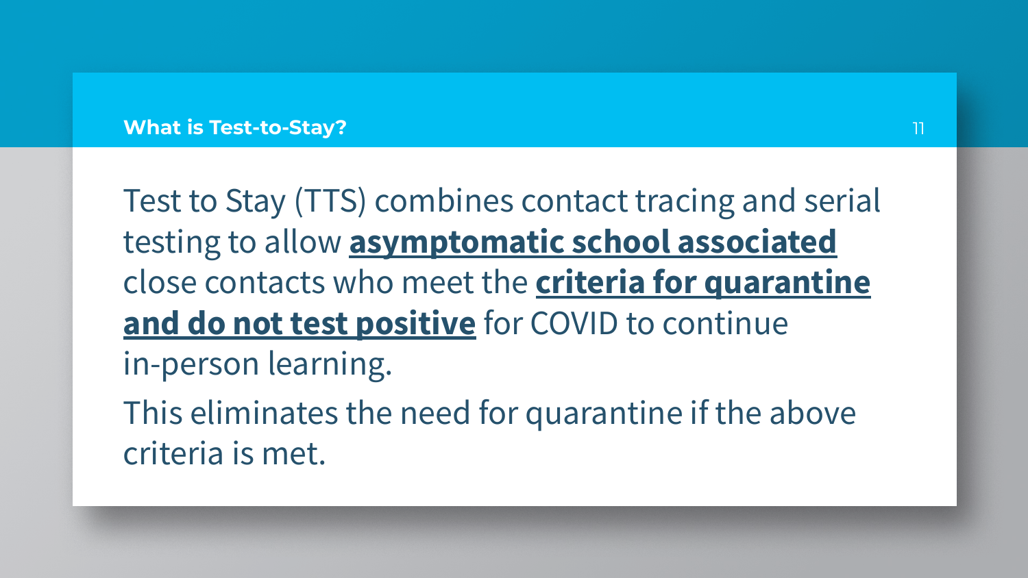## What is Test-to-Stay?

Test to Stay (TTS) combines contact tracing and serial testing to allow **asymptomatic school associated** close contacts who meet the **criteria for quarantine and do not test positive** for COVID to continue in-person learning.

This eliminates the need for quarantine if the above criteria is met.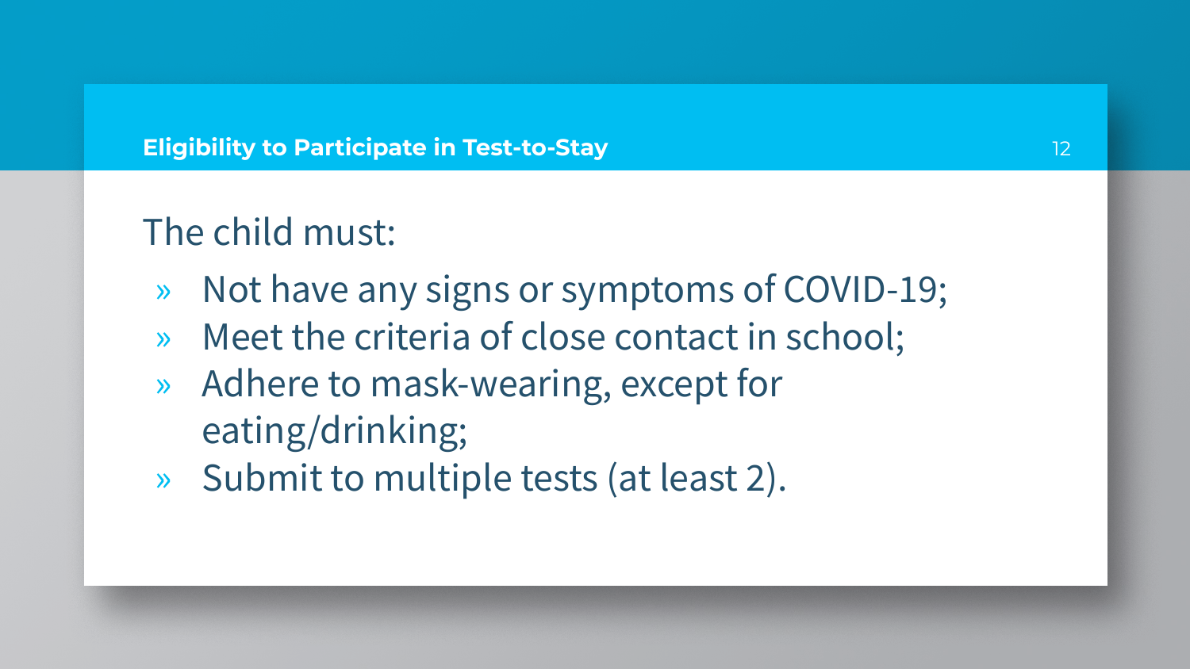## Eligibility to Participate in Test-to-Stay

The child must:

- Not have any signs or symptoms of COVID-19;
- Meet the criteria of close contact in school;
- Adhere to mask-wearing, except for eating/drinking;
- Submit to multiple tests (at least 2).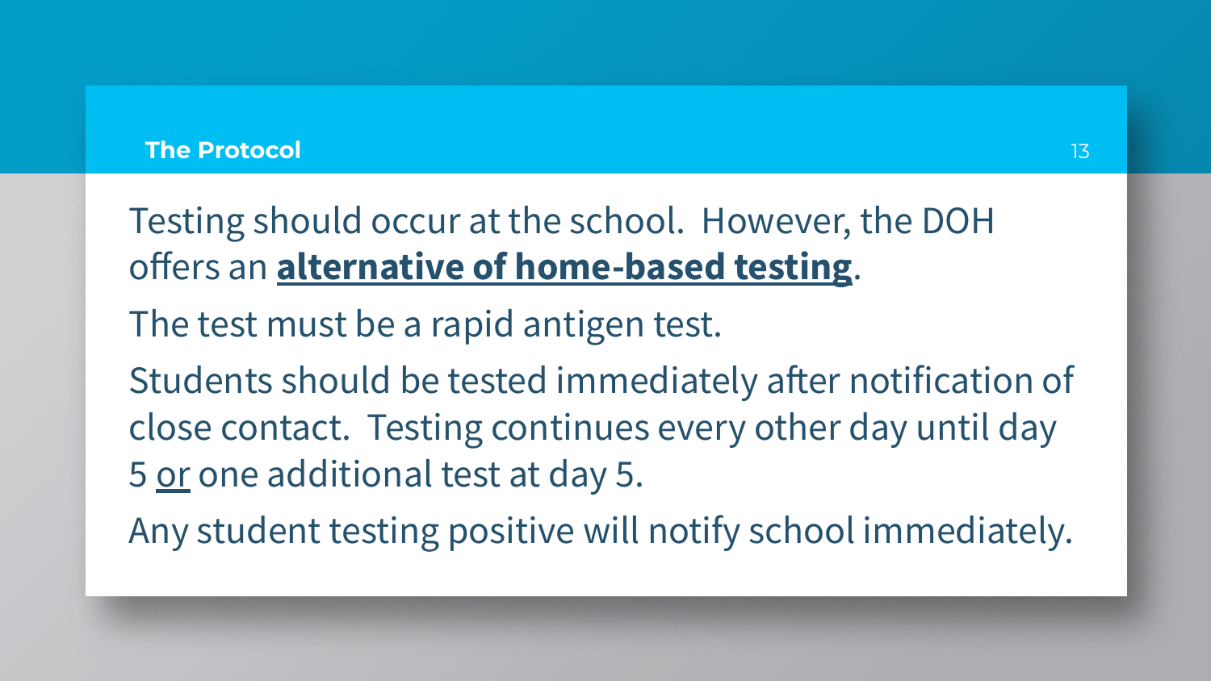## The Protocol

Testing should occur at the school. However, the DOH offers an <u>**alternative of home-based testing**</u>.

The test must be a rapid antigen test.

Students should be tested immediately after notification of close contact. Testing continues every other day until day 5 <u>or</u> one additional test at day 5.

Any student testing positive will notify school immediately.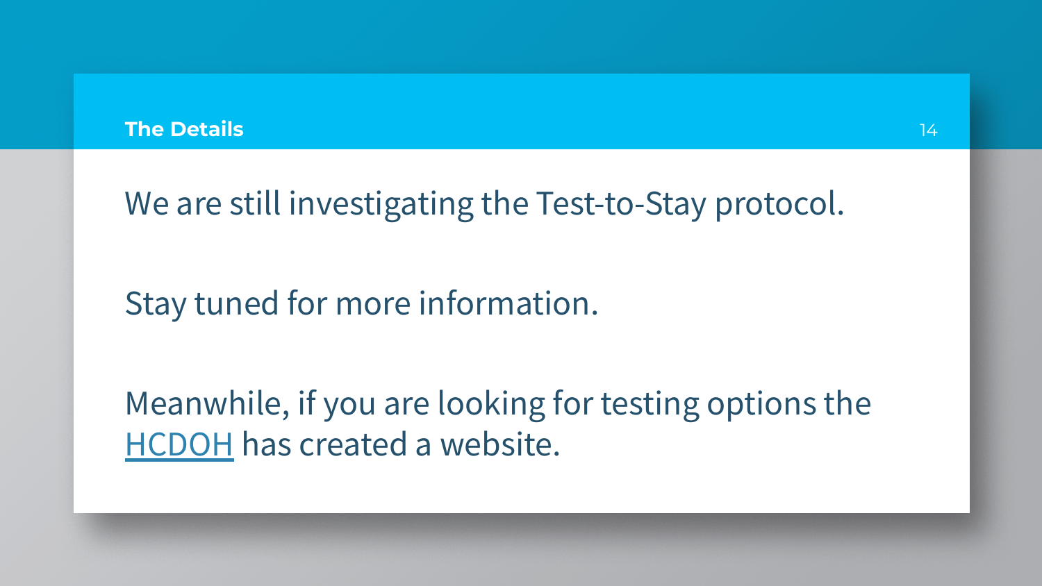## The Details

We are still investigating the Test-to-Stay protocol.

Stay tuned for more information.

Meanwhile, if you are looking for testing options the HCDOH has created a website.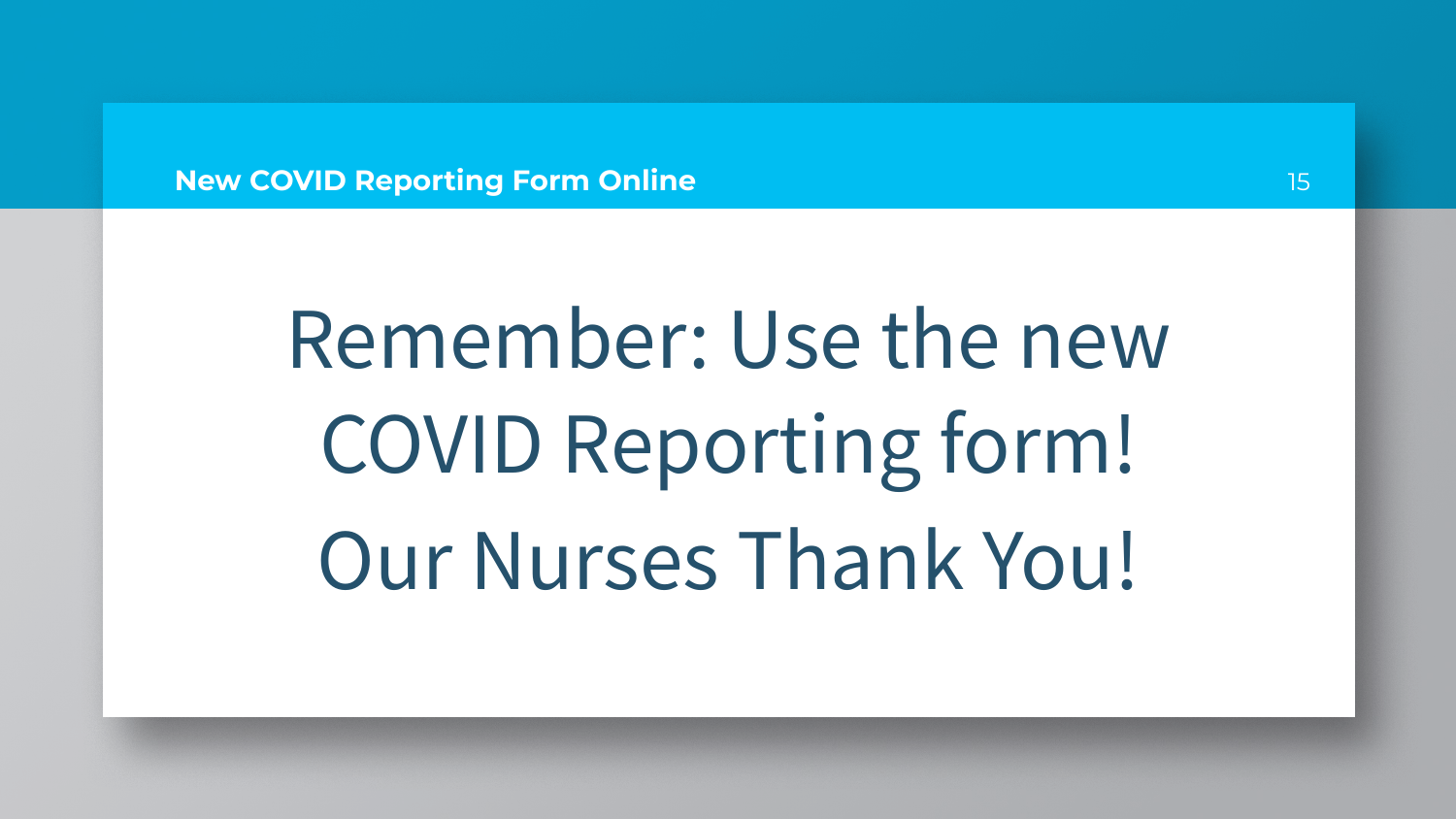## New COVID Reporting Form Online

# Remember: Use the new COVID Reporting form!

# Our Nurses Thank You!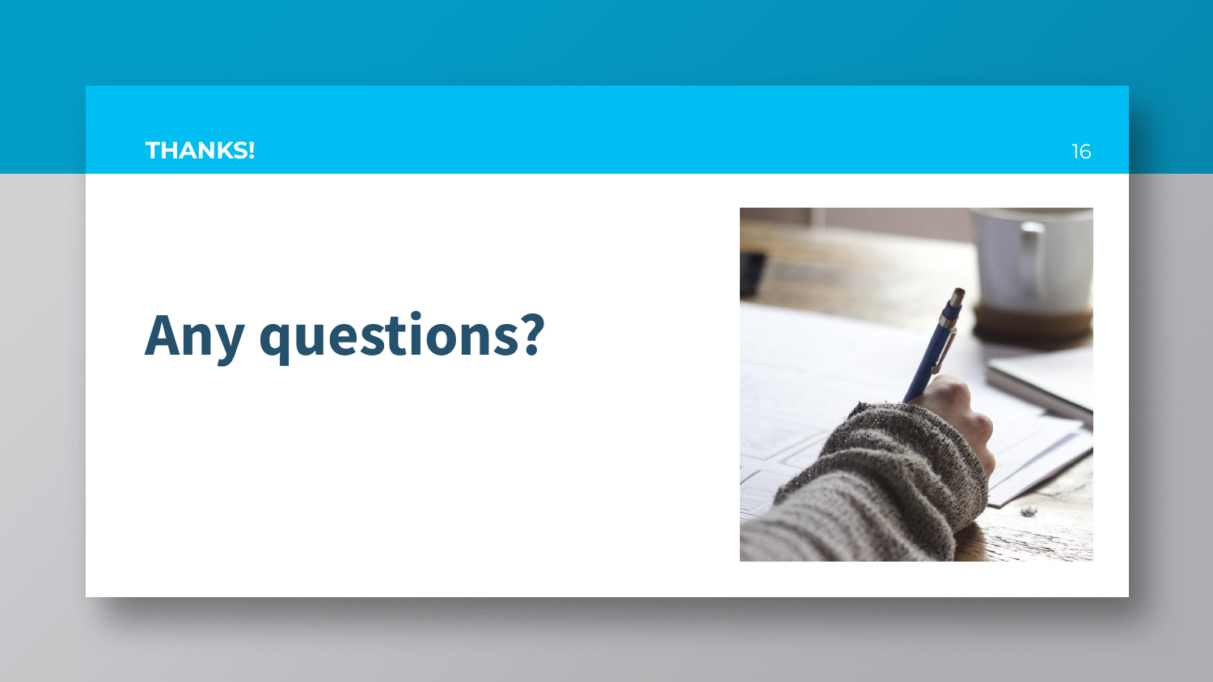THANKS!

# Any questions?